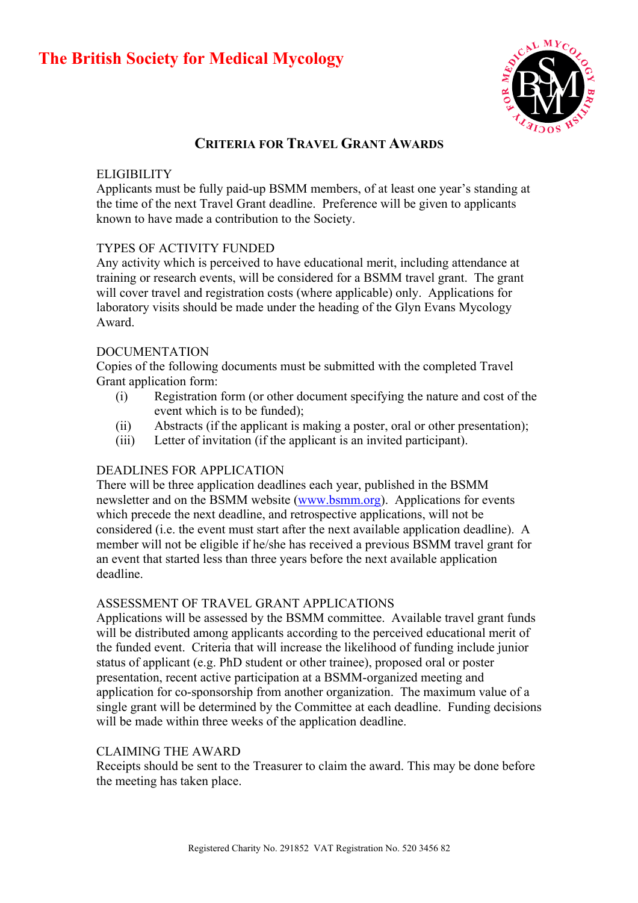# The British Society for Medical Mycology

## Criteria for Travel Grant Awards

### ELIGIBILITY

Applicants must be fully paid-up BSMM members, of at least one year's standing at the time of the next Travel Grant deadline. Preference will be given to applicants known to have made a contribution to the Society.

### TYPES OF ACTIVITY FUNDED

Any activity which is perceived to have educational merit, including attendance at training or research events, will be considered for a BSMM travel grant. The grant will cover travel and registration costs (where applicable) only. Applications for laboratory visits should be made under the heading of the Glyn Evans Mycology Award.

### DOCUMENTATION

Copies of the following documents must be submitted with the completed Travel Grant application form:

- (i) Registration form (or other document specifying the nature and cost of the event which is to be funded);
- (ii) Abstracts (if the applicant is making a poster, oral or other presentation);
- (iii) Letter of invitation (if the applicant is an invited participant).

### DEADLINES FOR APPLICATION

There will be three application deadlines each year, published in the BSMM newsletter and on the BSMM website (www.bsmm.org). Applications for events which precede the next deadline, and retrospective applications, will not be considered (i.e. the event must start after the next available application deadline). A member will not be eligible if he/she has received a previous BSMM travel grant for an event that started less than three years before the next available application deadline.

### ASSESSMENT OF TRAVEL GRANT APPLICATIONS

Applications will be assessed by the BSMM committee. Available travel grant funds will be distributed among applicants according to the perceived educational merit of the funded event. Criteria that will increase the likelihood of funding include junior status of applicant (e.g. PhD student or other trainee), proposed oral or poster presentation, recent active participation at a BSMM-organized meeting and application for co-sponsorship from another organization. The maximum value of a single grant will be determined by the Committee at each deadline. Funding decisions will be made within three weeks of the application deadline.

### CLAIMING THE AWARD

Receipts should be sent to the Treasurer to claim the award. This may be done before the meeting has taken place.

Registered Charity No. 291852 VAT Registration No. 520 3456 82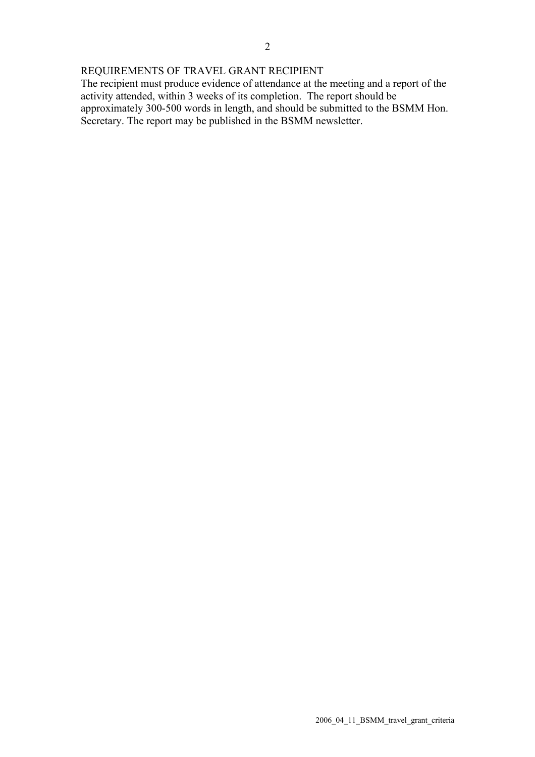## REQUIREMENTS OF TRAVEL GRANT RECIPIENT

The recipient must produce evidence of attendance at the meeting and a report of the activity attended, within 3 weeks of its completion. The report should be approximately 300-500 words in length, and should be submitted to the BSMM Hon. Secretary. The report may be published in the BSMM newsletter.